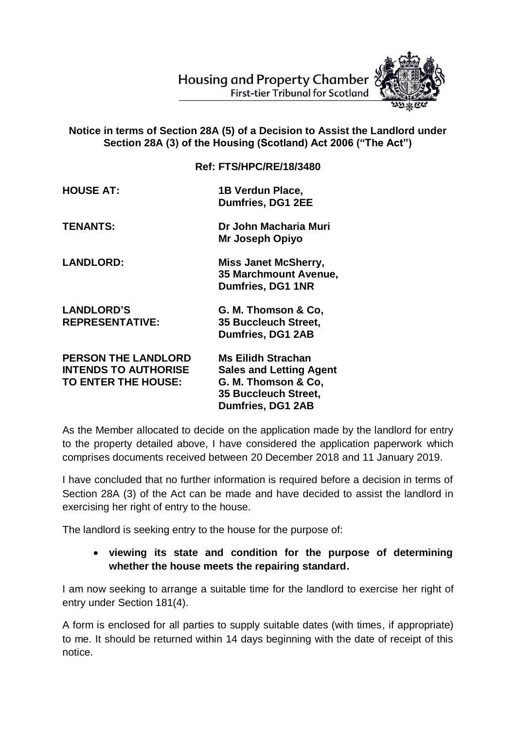Housing and Property Chamber
First-tier Tribunal for Scotland

**Notice in terms of Section 28A (5) of a Decision to Assist the Landlord under Section 28A (3) of the Housing (Scotland) Act 2006 ("The Act")**

**Ref: FTS/HPC/RE/18/3480**

| | |
|---|---|
| **HOUSE AT:** | **1B Verdun Place, Dumfries, DG1 2EE** |
| **TENANTS:** | **Dr John Macharia Muri**<br>**Mr Joseph Opiyo** |
| **LANDLORD:** | **Miss Janet McSherry, 35 Marchmount Avenue, Dumfries, DG1 1NR** |
| **LANDLORD'S REPRESENTATIVE:** | **G. M. Thomson & Co, 35 Buccleuch Street, Dumfries, DG1 2AB** |
| **PERSON THE LANDLORD INTENDS TO AUTHORISE TO ENTER THE HOUSE:** | **Ms Eilidh Strachan**<br>**Sales and Letting Agent**<br>**G. M. Thomson & Co, 35 Buccleuch Street, Dumfries, DG1 2AB** |

As the Member allocated to decide on the application made by the landlord for entry to the property detailed above, I have considered the application paperwork which comprises documents received between 20 December 2018 and 11 January 2019.

I have concluded that no further information is required before a decision in terms of Section 28A (3) of the Act can be made and have decided to assist the landlord in exercising her right of entry to the house.

The landlord is seeking entry to the house for the purpose of:

- **viewing its state and condition for the purpose of determining whether the house meets the repairing standard.**

I am now seeking to arrange a suitable time for the landlord to exercise her right of entry under Section 181(4).

A form is enclosed for all parties to supply suitable dates (with times, if appropriate) to me. It should be returned within 14 days beginning with the date of receipt of this notice.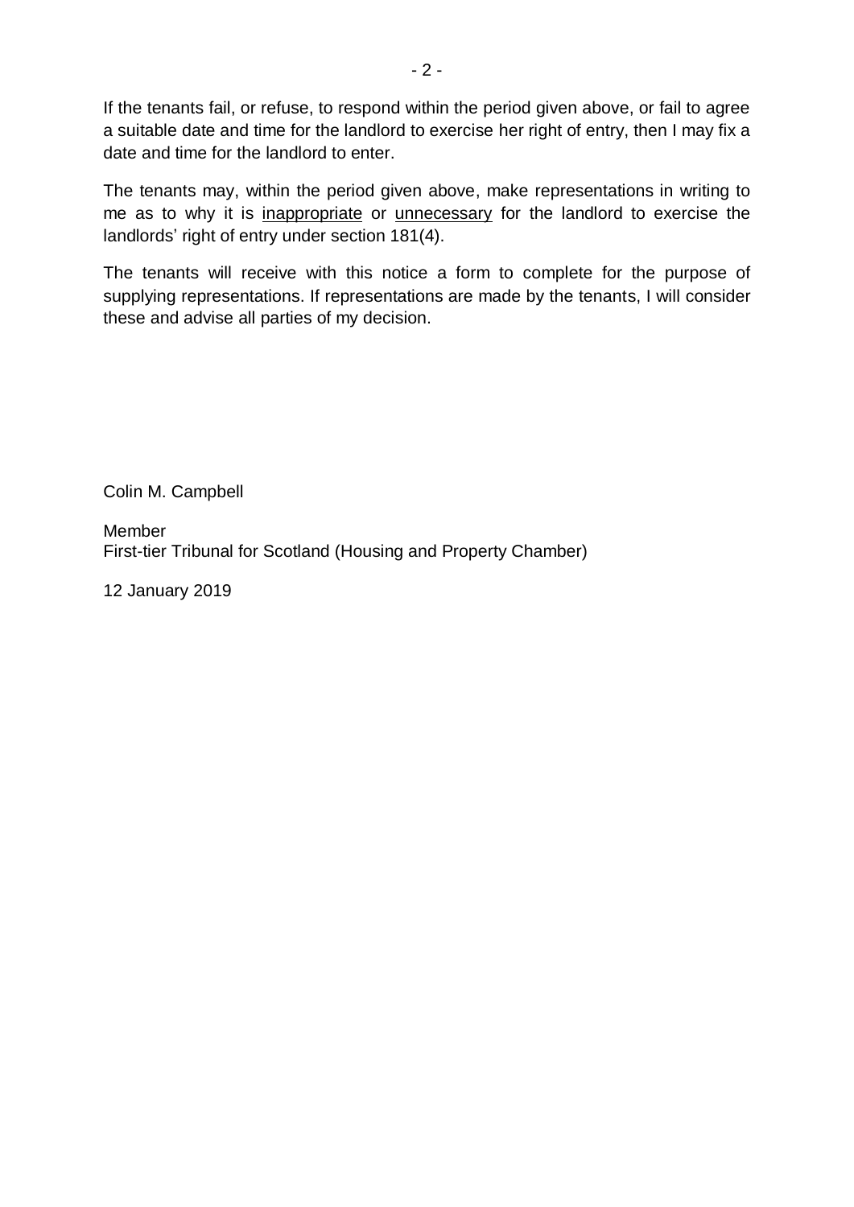If the tenants fail, or refuse, to respond within the period given above, or fail to agree a suitable date and time for the landlord to exercise her right of entry, then I may fix a date and time for the landlord to enter.

The tenants may, within the period given above, make representations in writing to me as to why it is inappropriate or unnecessary for the landlord to exercise the landlords' right of entry under section 181(4).

The tenants will receive with this notice a form to complete for the purpose of supplying representations. If representations are made by the tenants, I will consider these and advise all parties of my decision.

Colin M. Campbell

Member
First-tier Tribunal for Scotland (Housing and Property Chamber)

12 January 2019